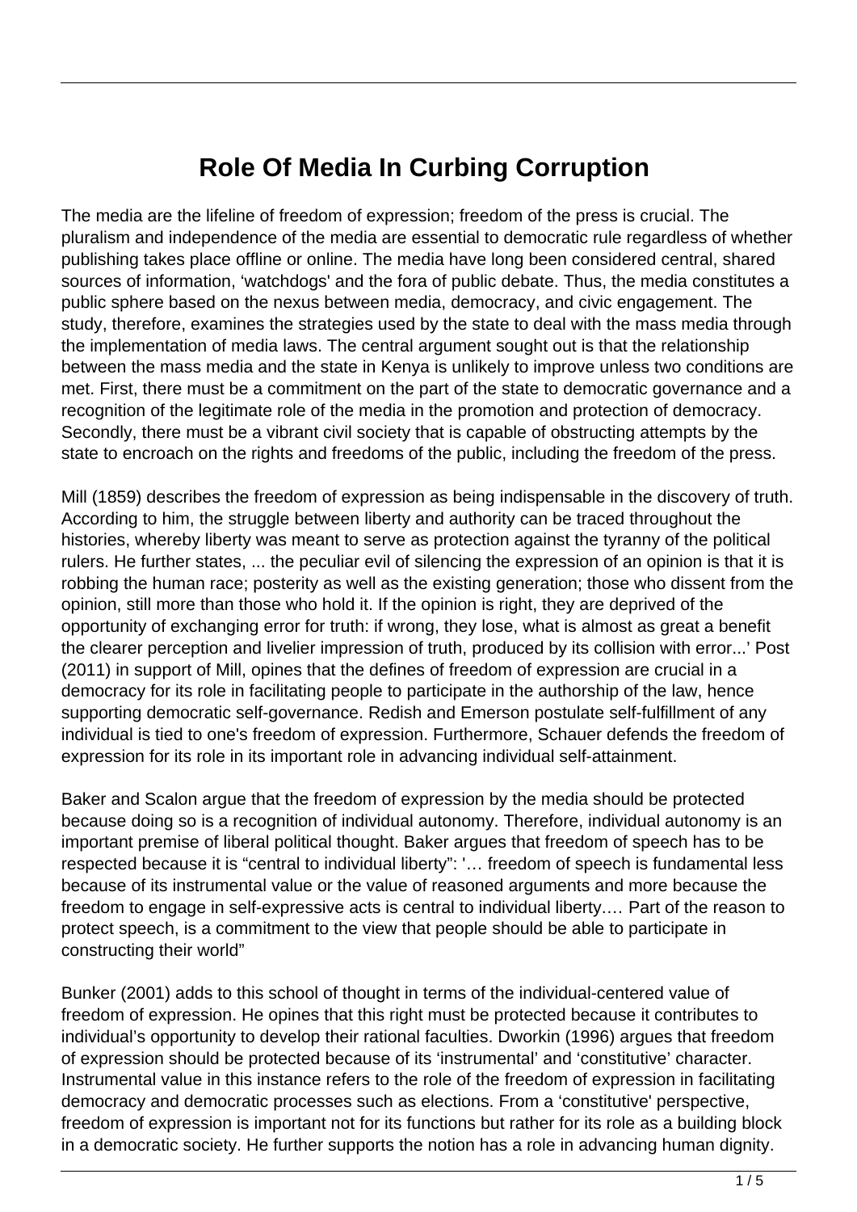# Role Of Media In Curbing Corruption

The media are the lifeline of freedom of expression; freedom of the press is crucial. The pluralism and independence of the media are essential to democratic rule regardless of whether publishing takes place offline or online. The media have long been considered central, shared sources of information, 'watchdogs' and the fora of public debate. Thus, the media constitutes a public sphere based on the nexus between media, democracy, and civic engagement. The study, therefore, examines the strategies used by the state to deal with the mass media through the implementation of media laws. The central argument sought out is that the relationship between the mass media and the state in Kenya is unlikely to improve unless two conditions are met. First, there must be a commitment on the part of the state to democratic governance and a recognition of the legitimate role of the media in the promotion and protection of democracy. Secondly, there must be a vibrant civil society that is capable of obstructing attempts by the state to encroach on the rights and freedoms of the public, including the freedom of the press.

Mill (1859) describes the freedom of expression as being indispensable in the discovery of truth. According to him, the struggle between liberty and authority can be traced throughout the histories, whereby liberty was meant to serve as protection against the tyranny of the political rulers. He further states, ... the peculiar evil of silencing the expression of an opinion is that it is robbing the human race; posterity as well as the existing generation; those who dissent from the opinion, still more than those who hold it. If the opinion is right, they are deprived of the opportunity of exchanging error for truth: if wrong, they lose, what is almost as great a benefit the clearer perception and livelier impression of truth, produced by its collision with error...' Post (2011) in support of Mill, opines that the defines of freedom of expression are crucial in a democracy for its role in facilitating people to participate in the authorship of the law, hence supporting democratic self-governance. Redish and Emerson postulate self-fulfillment of any individual is tied to one's freedom of expression. Furthermore, Schauer defends the freedom of expression for its role in its important role in advancing individual self-attainment.

Baker and Scalon argue that the freedom of expression by the media should be protected because doing so is a recognition of individual autonomy. Therefore, individual autonomy is an important premise of liberal political thought. Baker argues that freedom of speech has to be respected because it is "central to individual liberty": '… freedom of speech is fundamental less because of its instrumental value or the value of reasoned arguments and more because the freedom to engage in self-expressive acts is central to individual liberty.… Part of the reason to protect speech, is a commitment to the view that people should be able to participate in constructing their world"

Bunker (2001) adds to this school of thought in terms of the individual-centered value of freedom of expression. He opines that this right must be protected because it contributes to individual's opportunity to develop their rational faculties. Dworkin (1996) argues that freedom of expression should be protected because of its 'instrumental' and 'constitutive' character. Instrumental value in this instance refers to the role of the freedom of expression in facilitating democracy and democratic processes such as elections. From a 'constitutive' perspective, freedom of expression is important not for its functions but rather for its role as a building block in a democratic society. He further supports the notion has a role in advancing human dignity.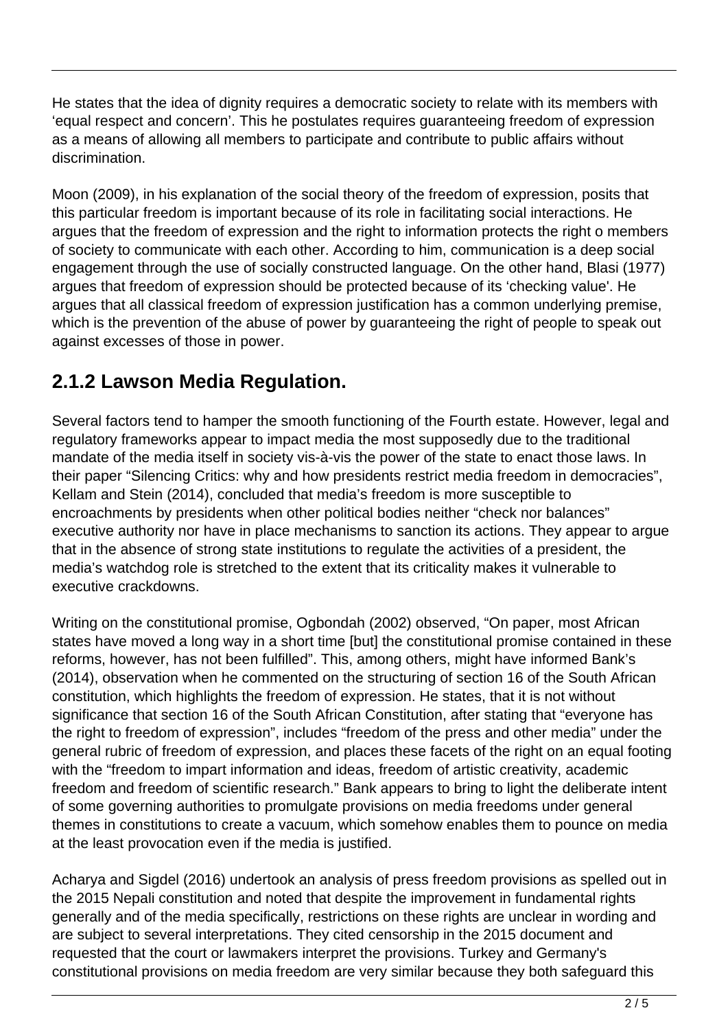He states that the idea of dignity requires a democratic society to relate with its members with 'equal respect and concern'. This he postulates requires guaranteeing freedom of expression as a means of allowing all members to participate and contribute to public affairs without discrimination.

Moon (2009), in his explanation of the social theory of the freedom of expression, posits that this particular freedom is important because of its role in facilitating social interactions. He argues that the freedom of expression and the right to information protects the right o members of society to communicate with each other. According to him, communication is a deep social engagement through the use of socially constructed language. On the other hand, Blasi (1977) argues that freedom of expression should be protected because of its 'checking value'. He argues that all classical freedom of expression justification has a common underlying premise, which is the prevention of the abuse of power by guaranteeing the right of people to speak out against excesses of those in power.

## 2.1.2 Lawson Media Regulation.

Several factors tend to hamper the smooth functioning of the Fourth estate. However, legal and regulatory frameworks appear to impact media the most supposedly due to the traditional mandate of the media itself in society vis-à-vis the power of the state to enact those laws. In their paper "Silencing Critics: why and how presidents restrict media freedom in democracies", Kellam and Stein (2014), concluded that media's freedom is more susceptible to encroachments by presidents when other political bodies neither "check nor balances" executive authority nor have in place mechanisms to sanction its actions. They appear to argue that in the absence of strong state institutions to regulate the activities of a president, the media's watchdog role is stretched to the extent that its criticality makes it vulnerable to executive crackdowns.

Writing on the constitutional promise, Ogbondah (2002) observed, "On paper, most African states have moved a long way in a short time [but] the constitutional promise contained in these reforms, however, has not been fulfilled". This, among others, might have informed Bank's (2014), observation when he commented on the structuring of section 16 of the South African constitution, which highlights the freedom of expression. He states, that it is not without significance that section 16 of the South African Constitution, after stating that "everyone has the right to freedom of expression", includes "freedom of the press and other media" under the general rubric of freedom of expression, and places these facets of the right on an equal footing with the "freedom to impart information and ideas, freedom of artistic creativity, academic freedom and freedom of scientific research." Bank appears to bring to light the deliberate intent of some governing authorities to promulgate provisions on media freedoms under general themes in constitutions to create a vacuum, which somehow enables them to pounce on media at the least provocation even if the media is justified.

Acharya and Sigdel (2016) undertook an analysis of press freedom provisions as spelled out in the 2015 Nepali constitution and noted that despite the improvement in fundamental rights generally and of the media specifically, restrictions on these rights are unclear in wording and are subject to several interpretations. They cited censorship in the 2015 document and requested that the court or lawmakers interpret the provisions. Turkey and Germany's constitutional provisions on media freedom are very similar because they both safeguard this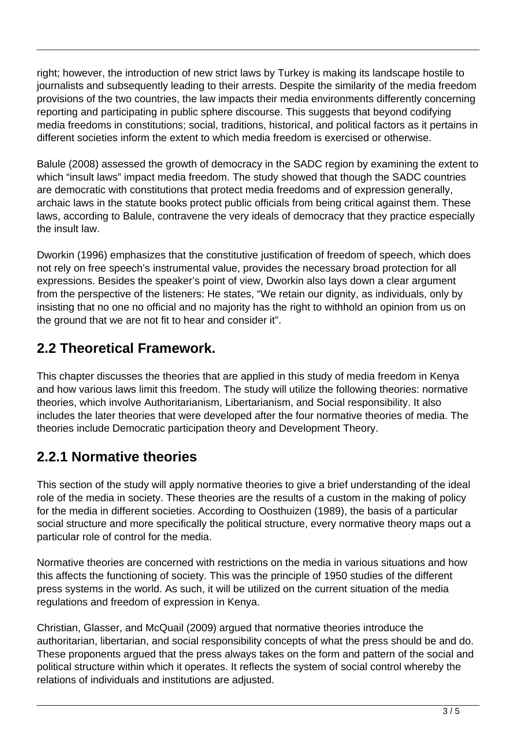right; however, the introduction of new strict laws by Turkey is making its landscape hostile to journalists and subsequently leading to their arrests. Despite the similarity of the media freedom provisions of the two countries, the law impacts their media environments differently concerning reporting and participating in public sphere discourse. This suggests that beyond codifying media freedoms in constitutions; social, traditions, historical, and political factors as it pertains in different societies inform the extent to which media freedom is exercised or otherwise.

Balule (2008) assessed the growth of democracy in the SADC region by examining the extent to which "insult laws" impact media freedom. The study showed that though the SADC countries are democratic with constitutions that protect media freedoms and of expression generally, archaic laws in the statute books protect public officials from being critical against them. These laws, according to Balule, contravene the very ideals of democracy that they practice especially the insult law.

Dworkin (1996) emphasizes that the constitutive justification of freedom of speech, which does not rely on free speech's instrumental value, provides the necessary broad protection for all expressions. Besides the speaker's point of view, Dworkin also lays down a clear argument from the perspective of the listeners: He states, "We retain our dignity, as individuals, only by insisting that no one no official and no majority has the right to withhold an opinion from us on the ground that we are not fit to hear and consider it".

## 2.2 Theoretical Framework.

This chapter discusses the theories that are applied in this study of media freedom in Kenya and how various laws limit this freedom. The study will utilize the following theories: normative theories, which involve Authoritarianism, Libertarianism, and Social responsibility. It also includes the later theories that were developed after the four normative theories of media. The theories include Democratic participation theory and Development Theory.

## 2.2.1 Normative theories

This section of the study will apply normative theories to give a brief understanding of the ideal role of the media in society. These theories are the results of a custom in the making of policy for the media in different societies. According to Oosthuizen (1989), the basis of a particular social structure and more specifically the political structure, every normative theory maps out a particular role of control for the media.

Normative theories are concerned with restrictions on the media in various situations and how this affects the functioning of society. This was the principle of 1950 studies of the different press systems in the world. As such, it will be utilized on the current situation of the media regulations and freedom of expression in Kenya.

Christian, Glasser, and McQuail (2009) argued that normative theories introduce the authoritarian, libertarian, and social responsibility concepts of what the press should be and do. These proponents argued that the press always takes on the form and pattern of the social and political structure within which it operates. It reflects the system of social control whereby the relations of individuals and institutions are adjusted.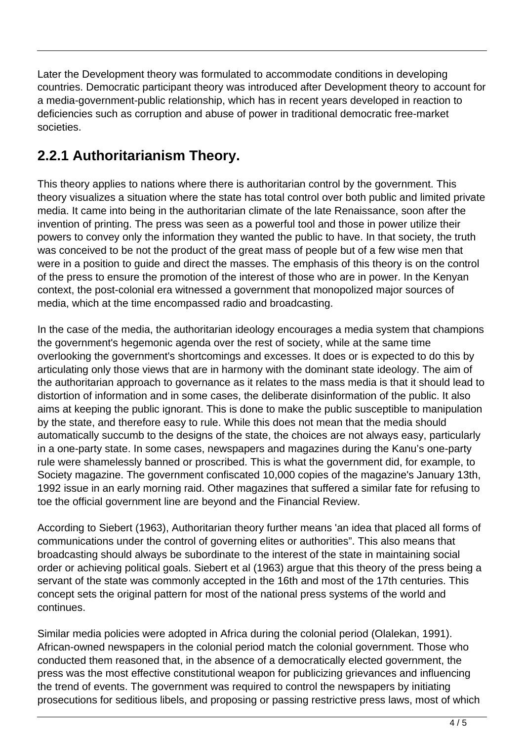Later the Development theory was formulated to accommodate conditions in developing countries. Democratic participant theory was introduced after Development theory to account for a media-government-public relationship, which has in recent years developed in reaction to deficiencies such as corruption and abuse of power in traditional democratic free-market societies.

## 2.2.1 Authoritarianism Theory.

This theory applies to nations where there is authoritarian control by the government. This theory visualizes a situation where the state has total control over both public and limited private media. It came into being in the authoritarian climate of the late Renaissance, soon after the invention of printing. The press was seen as a powerful tool and those in power utilize their powers to convey only the information they wanted the public to have. In that society, the truth was conceived to be not the product of the great mass of people but of a few wise men that were in a position to guide and direct the masses. The emphasis of this theory is on the control of the press to ensure the promotion of the interest of those who are in power. In the Kenyan context, the post-colonial era witnessed a government that monopolized major sources of media, which at the time encompassed radio and broadcasting.

In the case of the media, the authoritarian ideology encourages a media system that champions the government's hegemonic agenda over the rest of society, while at the same time overlooking the government's shortcomings and excesses. It does or is expected to do this by articulating only those views that are in harmony with the dominant state ideology. The aim of the authoritarian approach to governance as it relates to the mass media is that it should lead to distortion of information and in some cases, the deliberate disinformation of the public. It also aims at keeping the public ignorant. This is done to make the public susceptible to manipulation by the state, and therefore easy to rule. While this does not mean that the media should automatically succumb to the designs of the state, the choices are not always easy, particularly in a one-party state. In some cases, newspapers and magazines during the Kanu's one-party rule were shamelessly banned or proscribed. This is what the government did, for example, to Society magazine. The government confiscated 10,000 copies of the magazine's January 13th, 1992 issue in an early morning raid. Other magazines that suffered a similar fate for refusing to toe the official government line are beyond and the Financial Review.

According to Siebert (1963), Authoritarian theory further means 'an idea that placed all forms of communications under the control of governing elites or authorities". This also means that broadcasting should always be subordinate to the interest of the state in maintaining social order or achieving political goals. Siebert et al (1963) argue that this theory of the press being a servant of the state was commonly accepted in the 16th and most of the 17th centuries. This concept sets the original pattern for most of the national press systems of the world and continues.

Similar media policies were adopted in Africa during the colonial period (Olalekan, 1991). African-owned newspapers in the colonial period match the colonial government. Those who conducted them reasoned that, in the absence of a democratically elected government, the press was the most effective constitutional weapon for publicizing grievances and influencing the trend of events. The government was required to control the newspapers by initiating prosecutions for seditious libels, and proposing or passing restrictive press laws, most of which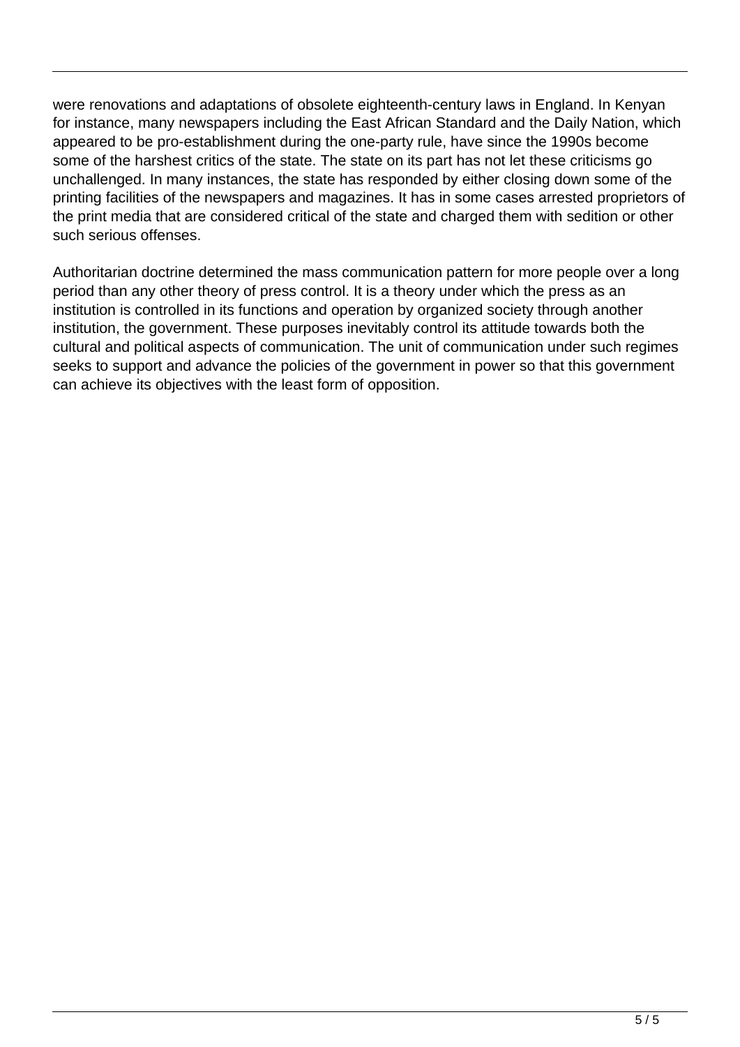were renovations and adaptations of obsolete eighteenth-century laws in England. In Kenyan for instance, many newspapers including the East African Standard and the Daily Nation, which appeared to be pro-establishment during the one-party rule, have since the 1990s become some of the harshest critics of the state. The state on its part has not let these criticisms go unchallenged. In many instances, the state has responded by either closing down some of the printing facilities of the newspapers and magazines. It has in some cases arrested proprietors of the print media that are considered critical of the state and charged them with sedition or other such serious offenses.

Authoritarian doctrine determined the mass communication pattern for more people over a long period than any other theory of press control. It is a theory under which the press as an institution is controlled in its functions and operation by organized society through another institution, the government. These purposes inevitably control its attitude towards both the cultural and political aspects of communication. The unit of communication under such regimes seeks to support and advance the policies of the government in power so that this government can achieve its objectives with the least form of opposition.